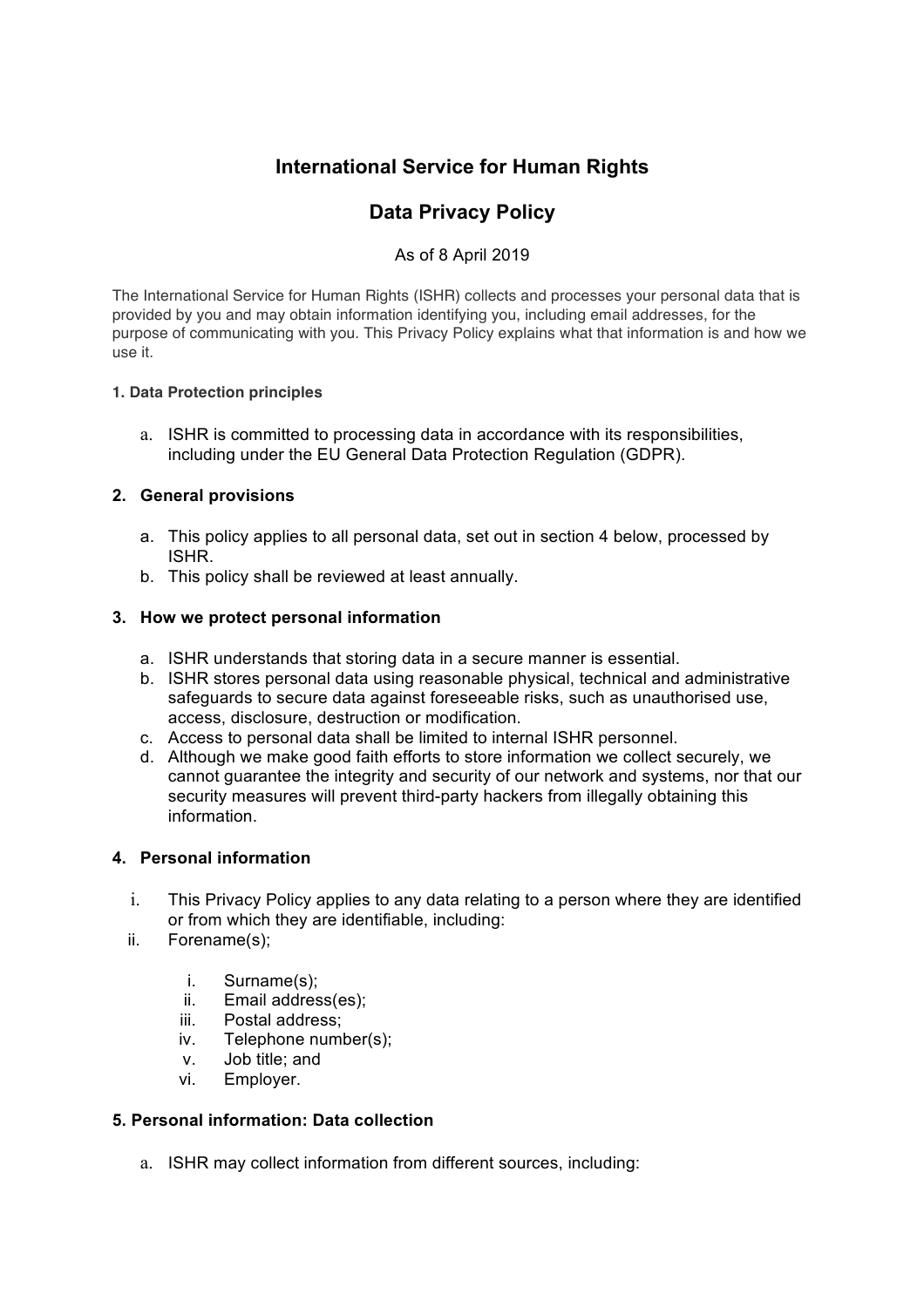# International Service for Human Rights

## Data Privacy Policy

As of 8 April 2019

The International Service for Human Rights (ISHR) collects and processes your personal data that is provided by you and may obtain information identifying you, including email addresses, for the purpose of communicating with you. This Privacy Policy explains what that information is and how we use it.

#### 1. Data Protection principles

a. ISHR is committed to processing data in accordance with its responsibilities, including under the EU General Data Protection Regulation (GDPR).

### 2. General provisions

a. This policy applies to all personal data, set out in section 4 below, processed by ISHR.
b. This policy shall be reviewed at least annually.

### 3. How we protect personal information

a. ISHR understands that storing data in a secure manner is essential.
b. ISHR stores personal data using reasonable physical, technical and administrative safeguards to secure data against foreseeable risks, such as unauthorised use, access, disclosure, destruction or modification.
c. Access to personal data shall be limited to internal ISHR personnel.
d. Although we make good faith efforts to store information we collect securely, we cannot guarantee the integrity and security of our network and systems, nor that our security measures will prevent third-party hackers from illegally obtaining this information.

### 4. Personal information

i. This Privacy Policy applies to any data relating to a person where they are identified or from which they are identifiable, including:
ii. Forename(s);
    i. Surname(s);
    ii. Email address(es);
    iii. Postal address;
    iv. Telephone number(s);
    v. Job title; and
    vi. Employer.

### 5. Personal information: Data collection

a. ISHR may collect information from different sources, including: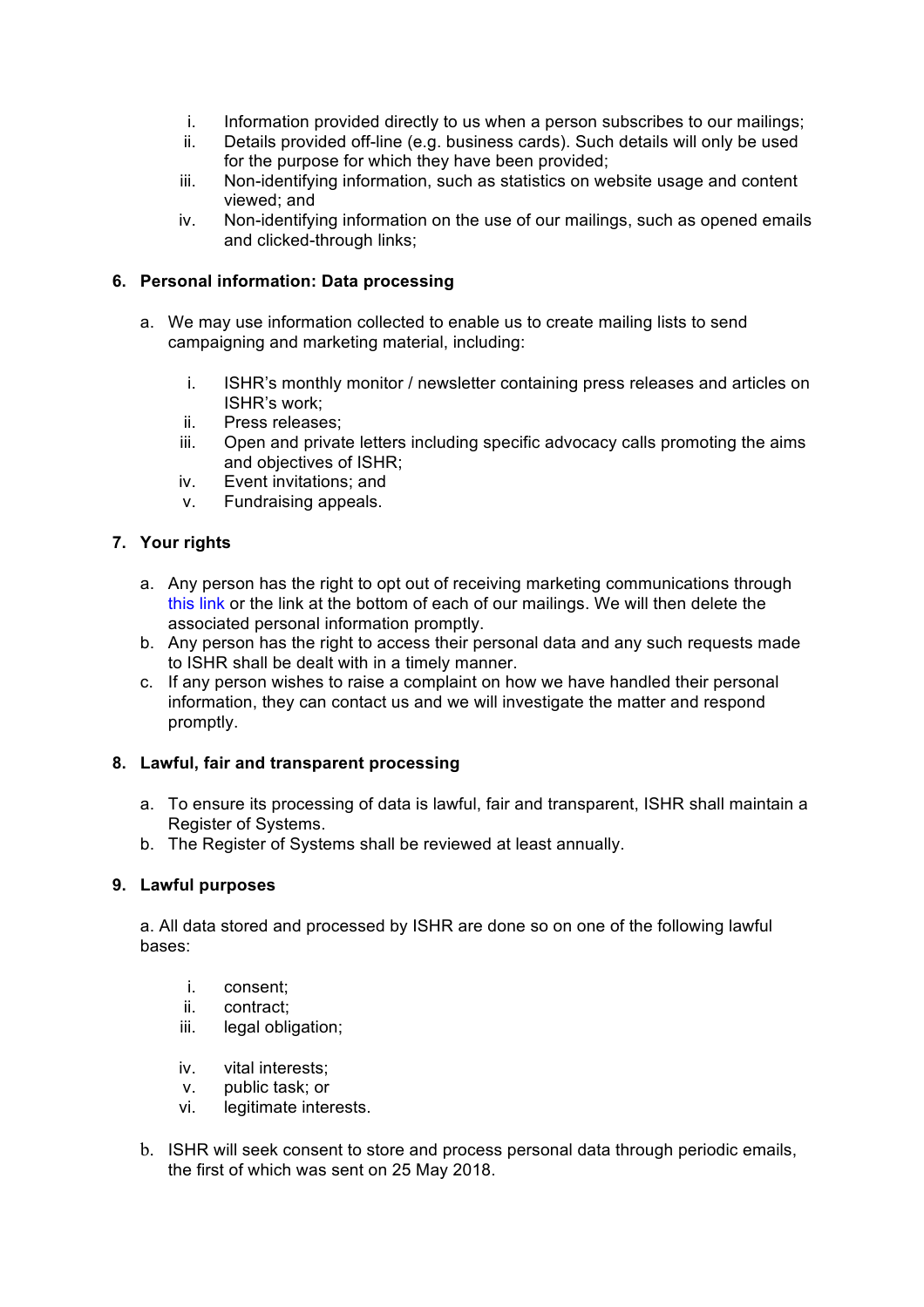i. Information provided directly to us when a person subscribes to our mailings;
ii. Details provided off-line (e.g. business cards). Such details will only be used for the purpose for which they have been provided;
iii. Non-identifying information, such as statistics on website usage and content viewed; and
iv. Non-identifying information on the use of our mailings, such as opened emails and clicked-through links;

## 6. Personal information: Data processing

a. We may use information collected to enable us to create mailing lists to send campaigning and marketing material, including:

i. ISHR's monthly monitor / newsletter containing press releases and articles on ISHR's work;
ii. Press releases;
iii. Open and private letters including specific advocacy calls promoting the aims and objectives of ISHR;
iv. Event invitations; and
v. Fundraising appeals.

## 7. Your rights

a. Any person has the right to opt out of receiving marketing communications through this link or the link at the bottom of each of our mailings. We will then delete the associated personal information promptly.
b. Any person has the right to access their personal data and any such requests made to ISHR shall be dealt with in a timely manner.
c. If any person wishes to raise a complaint on how we have handled their personal information, they can contact us and we will investigate the matter and respond promptly.

## 8. Lawful, fair and transparent processing

a. To ensure its processing of data is lawful, fair and transparent, ISHR shall maintain a Register of Systems.
b. The Register of Systems shall be reviewed at least annually.

## 9. Lawful purposes

a. All data stored and processed by ISHR are done so on one of the following lawful bases:

i. consent;
ii. contract;
iii. legal obligation;
iv. vital interests;
v. public task; or
vi. legitimate interests.

b. ISHR will seek consent to store and process personal data through periodic emails, the first of which was sent on 25 May 2018.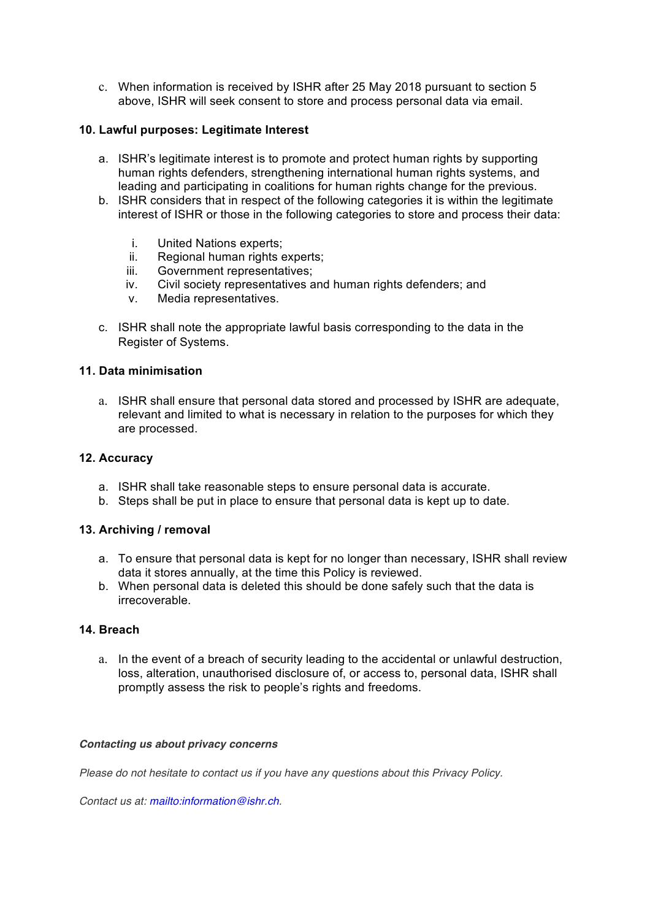c. When information is received by ISHR after 25 May 2018 pursuant to section 5 above, ISHR will seek consent to store and process personal data via email.

### 10. Lawful purposes: Legitimate Interest

a. ISHR's legitimate interest is to promote and protect human rights by supporting human rights defenders, strengthening international human rights systems, and leading and participating in coalitions for human rights change for the previous.

b. ISHR considers that in respect of the following categories it is within the legitimate interest of ISHR or those in the following categories to store and process their data:

   i. United Nations experts;
   ii. Regional human rights experts;
   iii. Government representatives;
   iv. Civil society representatives and human rights defenders; and
   v. Media representatives.

c. ISHR shall note the appropriate lawful basis corresponding to the data in the Register of Systems.

### 11. Data minimisation

a. ISHR shall ensure that personal data stored and processed by ISHR are adequate, relevant and limited to what is necessary in relation to the purposes for which they are processed.

### 12. Accuracy

a. ISHR shall take reasonable steps to ensure personal data is accurate.
b. Steps shall be put in place to ensure that personal data is kept up to date.

### 13. Archiving / removal

a. To ensure that personal data is kept for no longer than necessary, ISHR shall review data it stores annually, at the time this Policy is reviewed.
b. When personal data is deleted this should be done safely such that the data is irrecoverable.

### 14. Breach

a. In the event of a breach of security leading to the accidental or unlawful destruction, loss, alteration, unauthorised disclosure of, or access to, personal data, ISHR shall promptly assess the risk to people's rights and freedoms.

***Contacting us about privacy concerns***

*Please do not hesitate to contact us if you have any questions about this Privacy Policy.*

*Contact us at: mailto:information@ishr.ch.*